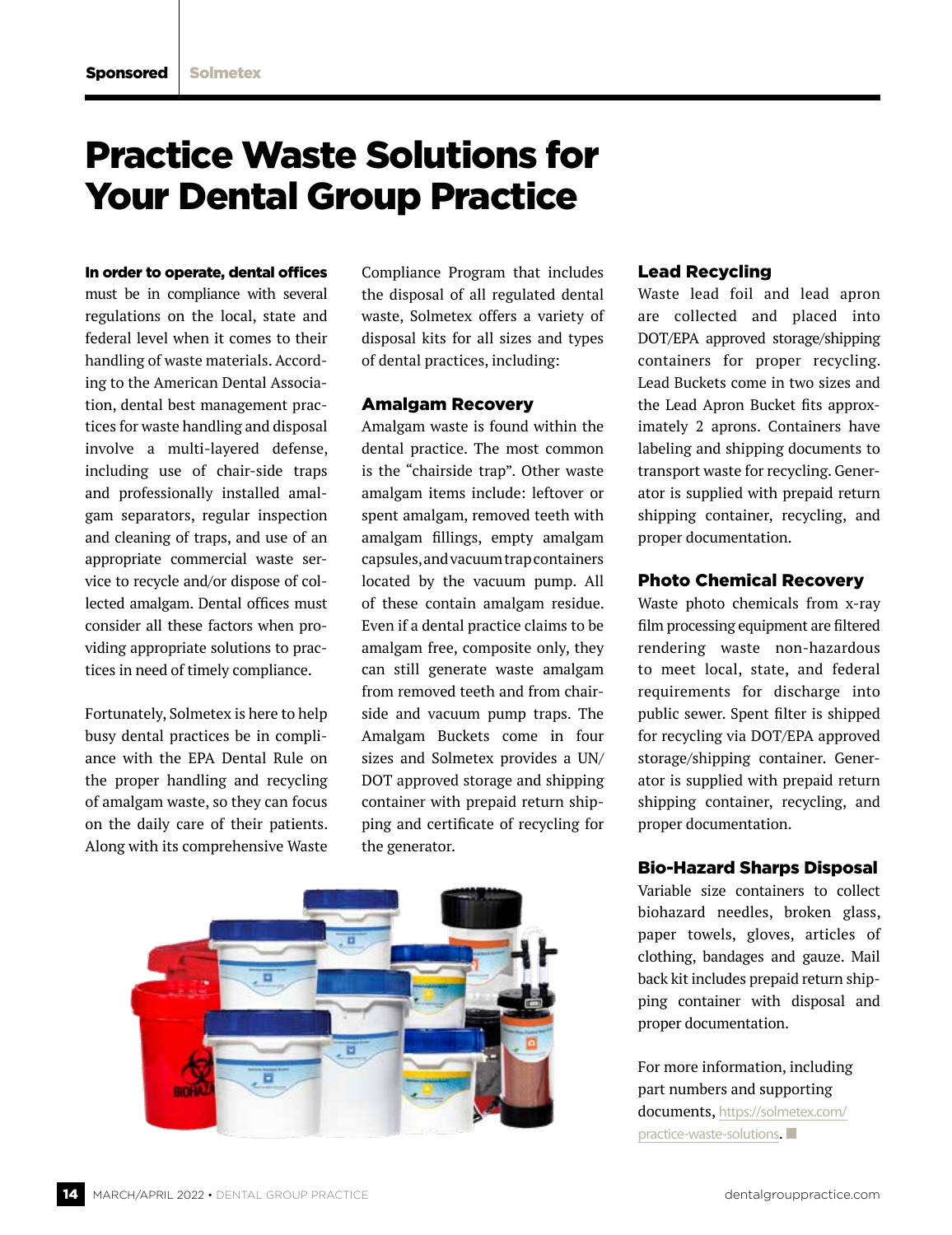Sponsored | Solmetex

# Practice Waste Solutions for Your Dental Group Practice

**In order to operate, dental offices** must be in compliance with several regulations on the local, state and federal level when it comes to their handling of waste materials. According to the American Dental Association, dental best management practices for waste handling and disposal involve a multi-layered defense, including use of chair-side traps and professionally installed amalgam separators, regular inspection and cleaning of traps, and use of an appropriate commercial waste service to recycle and/or dispose of collected amalgam. Dental offices must consider all these factors when providing appropriate solutions to practices in need of timely compliance.

Fortunately, Solmetex is here to help busy dental practices be in compliance with the EPA Dental Rule on the proper handling and recycling of amalgam waste, so they can focus on the daily care of their patients. Along with its comprehensive Waste Compliance Program that includes the disposal of all regulated dental waste, Solmetex offers a variety of disposal kits for all sizes and types of dental practices, including:

## Amalgam Recovery

Amalgam waste is found within the dental practice. The most common is the "chairside trap". Other waste amalgam items include: leftover or spent amalgam, removed teeth with amalgam fillings, empty amalgam capsules, and vacuum trap containers located by the vacuum pump. All of these contain amalgam residue. Even if a dental practice claims to be amalgam free, composite only, they can still generate waste amalgam from removed teeth and from chairside and vacuum pump traps. The Amalgam Buckets come in four sizes and Solmetex provides a UN/DOT approved storage and shipping container with prepaid return shipping and certificate of recycling for the generator.

## Lead Recycling

Waste lead foil and lead apron are collected and placed into DOT/EPA approved storage/shipping containers for proper recycling. Lead Buckets come in two sizes and the Lead Apron Bucket fits approximately 2 aprons. Containers have labeling and shipping documents to transport waste for recycling. Generator is supplied with prepaid return shipping container, recycling, and proper documentation.

## Photo Chemical Recovery

Waste photo chemicals from x-ray film processing equipment are filtered rendering waste non-hazardous to meet local, state, and federal requirements for discharge into public sewer. Spent filter is shipped for recycling via DOT/EPA approved storage/shipping container. Generator is supplied with prepaid return shipping container, recycling, and proper documentation.

## Bio-Hazard Sharps Disposal

Variable size containers to collect biohazard needles, broken glass, paper towels, gloves, articles of clothing, bandages and gauze. Mail back kit includes prepaid return shipping container with disposal and proper documentation.

For more information, including part numbers and supporting documents, https://solmetex.com/practice-waste-solutions.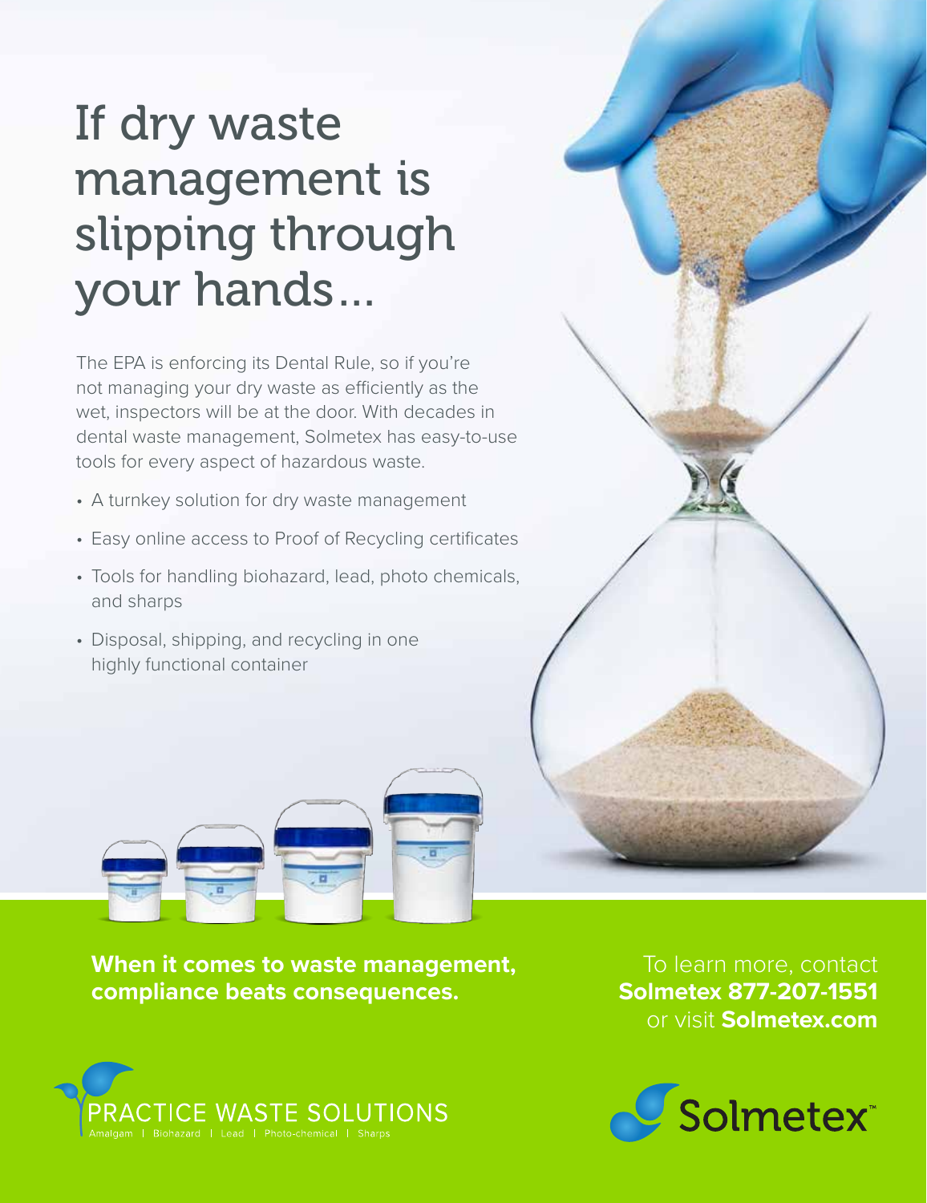# If dry waste management is slipping through your hands...

The EPA is enforcing its Dental Rule, so if you're not managing your dry waste as efficiently as the wet, inspectors will be at the door. With decades in dental waste management, Solmetex has easy-to-use tools for every aspect of hazardous waste.

- A turnkey solution for dry waste management
- Easy online access to Proof of Recycling certificates
- Tools for handling biohazard, lead, photo chemicals, and sharps
- Disposal, shipping, and recycling in one highly functional container

**When it comes to waste management, compliance beats consequences.**

To learn more, contact **Solmetex 877-207-1551** or visit **Solmetex.com**

PRACTICE WASTE SOLUTIONS

Amalgam | Biohazard | Lead | Photo-chemical | Sharps

Solmetex™